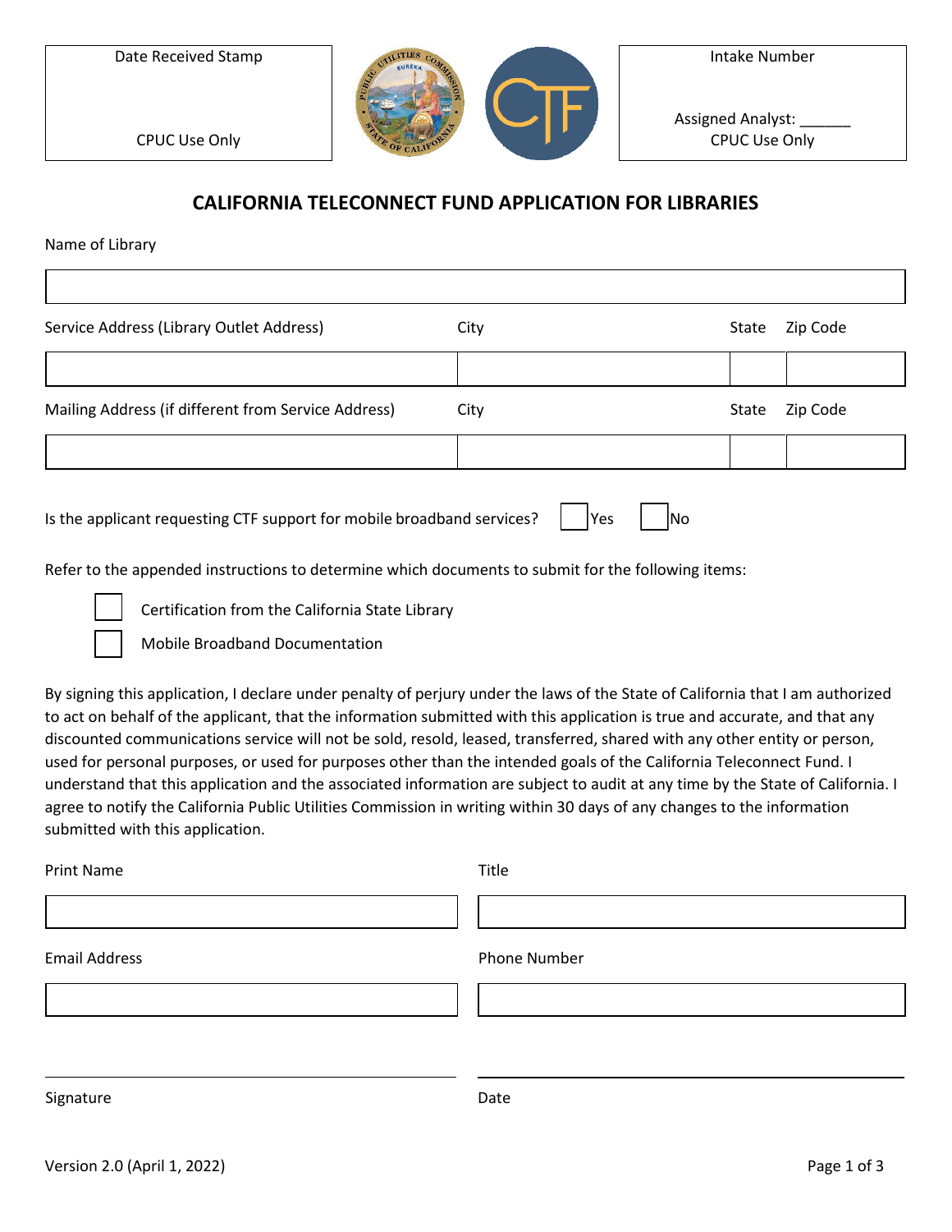| Date Received Stamp | Intake Number |
| --- | --- |
| CPUC Use Only | Assigned Analyst: ______ CPUC Use Only |

## CALIFORNIA TELECONNECT FUND APPLICATION FOR LIBRARIES

Name of Library

| |
| --- |
| |

| Service Address (Library Outlet Address) | City | State | Zip Code |
| --- | --- | --- | --- |
| | | | |

| Mailing Address (if different from Service Address) | City | State | Zip Code |
| --- | --- | --- | --- |
| | | | |

Is the applicant requesting CTF support for mobile broadband services? ☐ Yes ☐ No

Refer to the appended instructions to determine which documents to submit for the following items:

- ☐ Certification from the California State Library
- ☐ Mobile Broadband Documentation

By signing this application, I declare under penalty of perjury under the laws of the State of California that I am authorized to act on behalf of the applicant, that the information submitted with this application is true and accurate, and that any discounted communications service will not be sold, resold, leased, transferred, shared with any other entity or person, used for personal purposes, or used for purposes other than the intended goals of the California Teleconnect Fund. I understand that this application and the associated information are subject to audit at any time by the State of California. I agree to notify the California Public Utilities Commission in writing within 30 days of any changes to the information submitted with this application.

| Print Name | Title |
| --- | --- |
| | |

| Email Address | Phone Number |
| --- | --- |
| | |

| | |
| --- | --- |
| Signature | Date |

Version 2.0 (April 1, 2022)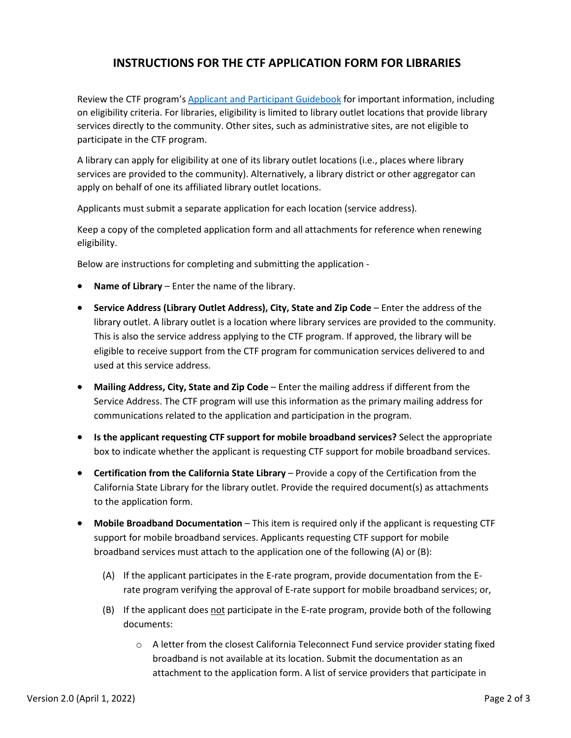## INSTRUCTIONS FOR THE CTF APPLICATION FORM FOR LIBRARIES

Review the CTF program's [Applicant and Participant Guidebook] for important information, including on eligibility criteria. For libraries, eligibility is limited to library outlet locations that provide library services directly to the community. Other sites, such as administrative sites, are not eligible to participate in the CTF program.

A library can apply for eligibility at one of its library outlet locations (i.e., places where library services are provided to the community). Alternatively, a library district or other aggregator can apply on behalf of one its affiliated library outlet locations.

Applicants must submit a separate application for each location (service address).

Keep a copy of the completed application form and all attachments for reference when renewing eligibility.

Below are instructions for completing and submitting the application -

- **Name of Library** – Enter the name of the library.
- **Service Address (Library Outlet Address), City, State and Zip Code** – Enter the address of the library outlet. A library outlet is a location where library services are provided to the community. This is also the service address applying to the CTF program. If approved, the library will be eligible to receive support from the CTF program for communication services delivered to and used at this service address.
- **Mailing Address, City, State and Zip Code** – Enter the mailing address if different from the Service Address. The CTF program will use this information as the primary mailing address for communications related to the application and participation in the program.
- **Is the applicant requesting CTF support for mobile broadband services?** Select the appropriate box to indicate whether the applicant is requesting CTF support for mobile broadband services.
- **Certification from the California State Library** – Provide a copy of the Certification from the California State Library for the library outlet. Provide the required document(s) as attachments to the application form.
- **Mobile Broadband Documentation** – This item is required only if the applicant is requesting CTF support for mobile broadband services. Applicants requesting CTF support for mobile broadband services must attach to the application one of the following (A) or (B):
  - (A) If the applicant participates in the E-rate program, provide documentation from the E-rate program verifying the approval of E-rate support for mobile broadband services; or,
  - (B) If the applicant does not participate in the E-rate program, provide both of the following documents:
    - A letter from the closest California Teleconnect Fund service provider stating fixed broadband is not available at its location. Submit the documentation as an attachment to the application form. A list of service providers that participate in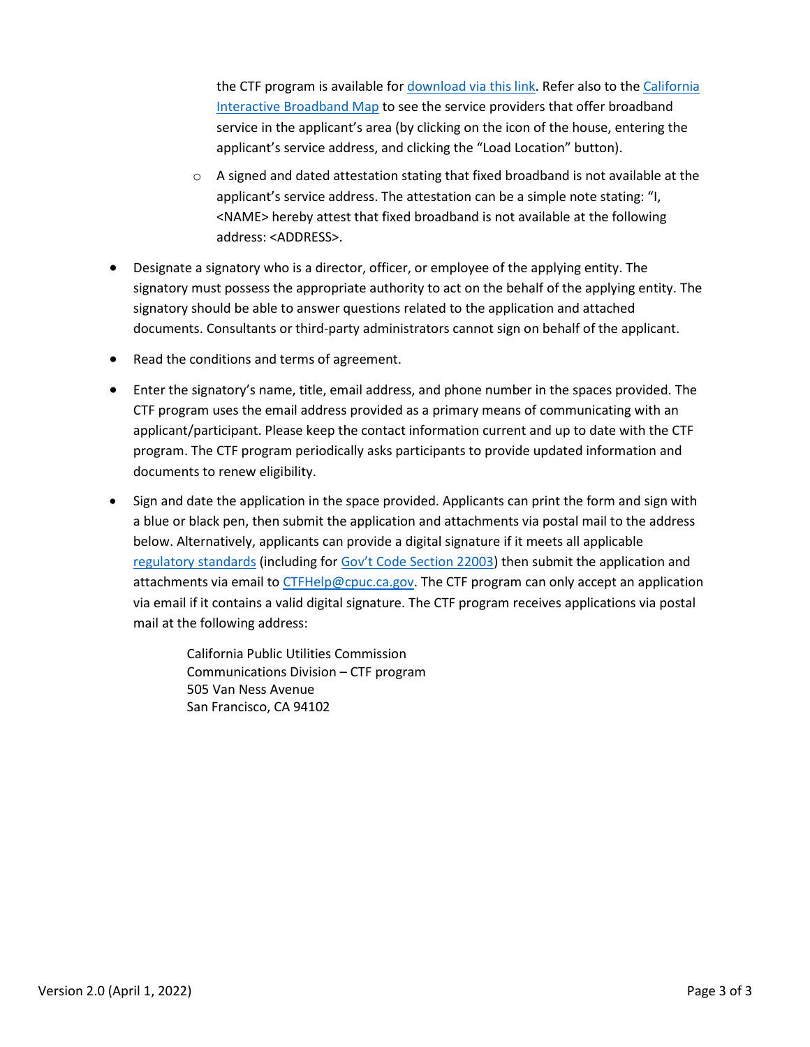the CTF program is available for [download via this link](). Refer also to the [California Interactive Broadband Map]() to see the service providers that offer broadband service in the applicant's area (by clicking on the icon of the house, entering the applicant's service address, and clicking the "Load Location" button).

  - A signed and dated attestation stating that fixed broadband is not available at the applicant's service address. The attestation can be a simple note stating: "I, <NAME> hereby attest that fixed broadband is not available at the following address: <ADDRESS>.

- Designate a signatory who is a director, officer, or employee of the applying entity. The signatory must possess the appropriate authority to act on the behalf of the applying entity. The signatory should be able to answer questions related to the application and attached documents. Consultants or third-party administrators cannot sign on behalf of the applicant.

- Read the conditions and terms of agreement.

- Enter the signatory's name, title, email address, and phone number in the spaces provided. The CTF program uses the email address provided as a primary means of communicating with an applicant/participant. Please keep the contact information current and up to date with the CTF program. The CTF program periodically asks participants to provide updated information and documents to renew eligibility.

- Sign and date the application in the space provided. Applicants can print the form and sign with a blue or black pen, then submit the application and attachments via postal mail to the address below. Alternatively, applicants can provide a digital signature if it meets all applicable [regulatory standards]() (including for [Gov't Code Section 22003]()) then submit the application and attachments via email to [CTFHelp@cpuc.ca.gov](mailto:CTFHelp@cpuc.ca.gov). The CTF program can only accept an application via email if it contains a valid digital signature. The CTF program receives applications via postal mail at the following address:

  California Public Utilities Commission
  Communications Division – CTF program
  505 Van Ness Avenue
  San Francisco, CA 94102

Version 2.0 (April 1, 2022)